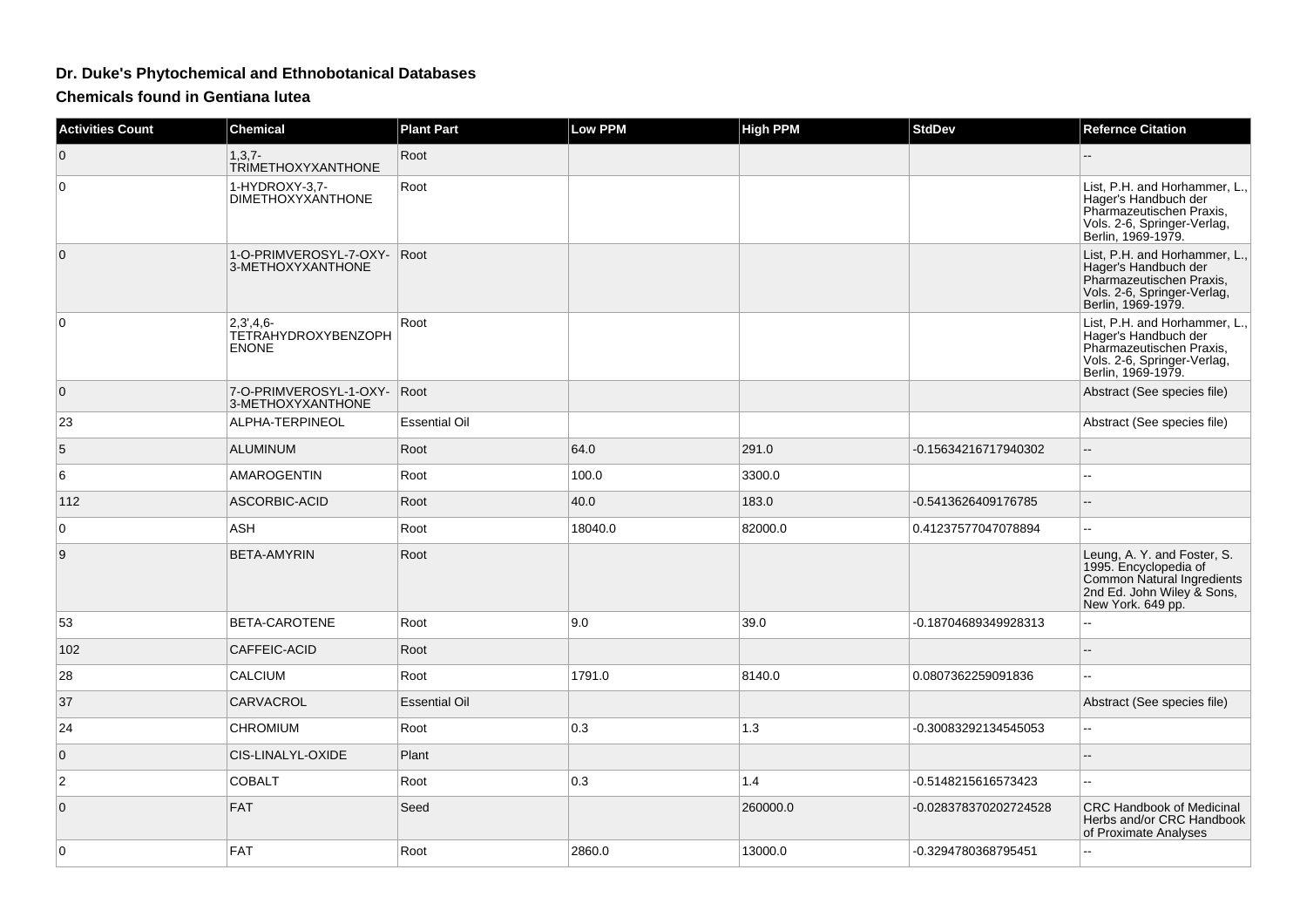# Dr. Duke's Phytochemical and Ethnobotanical Databases

## Chemicals found in Gentiana lutea

| Activities Count | Chemical | Plant Part | Low PPM | High PPM | StdDev | Refernce Citation |
|---|---|---|---|---|---|---|
| 0 | 1,3,7-TRIMETHOXYXANTHONE | Root | | | | -- |
| 0 | 1-HYDROXY-3,7-DIMETHOXYXANTHONE | Root | | | | List, P.H. and Horhammer, L., Hager's Handbuch der Pharmazeutischen Praxis, Vols. 2-6, Springer-Verlag, Berlin, 1969-1979. |
| 0 | 1-O-PRIMVEROSYL-7-OXY-3-METHOXYXANTHONE | Root | | | | List, P.H. and Horhammer, L., Hager's Handbuch der Pharmazeutischen Praxis, Vols. 2-6, Springer-Verlag, Berlin, 1969-1979. |
| 0 | 2,3',4,6-TETRAHYDROXYBENZOPHENONE | Root | | | | List, P.H. and Horhammer, L., Hager's Handbuch der Pharmazeutischen Praxis, Vols. 2-6, Springer-Verlag, Berlin, 1969-1979. |
| 0 | 7-O-PRIMVEROSYL-1-OXY-3-METHOXYXANTHONE | Root | | | | Abstract (See species file) |
| 23 | ALPHA-TERPINEOL | Essential Oil | | | | Abstract (See species file) |
| 5 | ALUMINUM | Root | 64.0 | 291.0 | -0.15634216717940302 | -- |
| 6 | AMAROGENTIN | Root | 100.0 | 3300.0 | | -- |
| 112 | ASCORBIC-ACID | Root | 40.0 | 183.0 | -0.5413626409176785 | -- |
| 0 | ASH | Root | 18040.0 | 82000.0 | 0.41237577047078894 | -- |
| 9 | BETA-AMYRIN | Root | | | | Leung, A. Y. and Foster, S. 1995. Encyclopedia of Common Natural Ingredients 2nd Ed. John Wiley & Sons, New York. 649 pp. |
| 53 | BETA-CAROTENE | Root | 9.0 | 39.0 | -0.18704689349928313 | -- |
| 102 | CAFFEIC-ACID | Root | | | | -- |
| 28 | CALCIUM | Root | 1791.0 | 8140.0 | 0.0807362259091836 | -- |
| 37 | CARVACROL | Essential Oil | | | | Abstract (See species file) |
| 24 | CHROMIUM | Root | 0.3 | 1.3 | -0.30083292134545053 | -- |
| 0 | CIS-LINALYL-OXIDE | Plant | | | | -- |
| 2 | COBALT | Root | 0.3 | 1.4 | -0.5148215616573423 | -- |
| 0 | FAT | Seed | | 260000.0 | -0.028378370202724528 | CRC Handbook of Medicinal Herbs and/or CRC Handbook of Proximate Analyses |
| 0 | FAT | Root | 2860.0 | 13000.0 | -0.3294780368795451 | -- |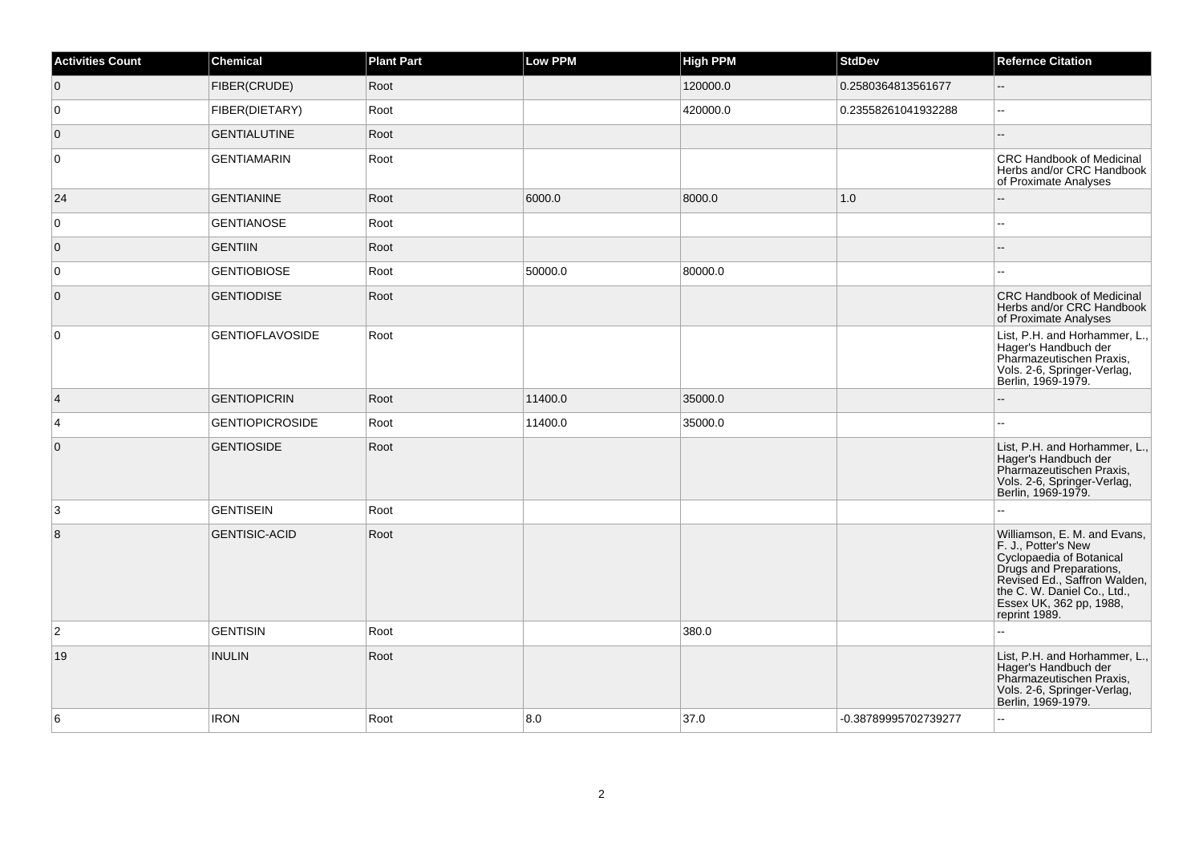| Activities Count | Chemical | Plant Part | Low PPM | High PPM | StdDev | Refernce Citation |
|---|---|---|---|---|---|---|
| 0 | FIBER(CRUDE) | Root | | 120000.0 | 0.2580364813561677 | -- |
| 0 | FIBER(DIETARY) | Root | | 420000.0 | 0.23558261041932288 | -- |
| 0 | GENTIALUTINE | Root | | | | -- |
| 0 | GENTIAMARIN | Root | | | | CRC Handbook of Medicinal Herbs and/or CRC Handbook of Proximate Analyses |
| 24 | GENTIANINE | Root | 6000.0 | 8000.0 | 1.0 | -- |
| 0 | GENTIANOSE | Root | | | | -- |
| 0 | GENTIIN | Root | | | | -- |
| 0 | GENTIOBIOSE | Root | 50000.0 | 80000.0 | | -- |
| 0 | GENTIODISE | Root | | | | CRC Handbook of Medicinal Herbs and/or CRC Handbook of Proximate Analyses |
| 0 | GENTIOFLAVOSIDE | Root | | | | List, P.H. and Horhammer, L., Hager's Handbuch der Pharmazeutischen Praxis, Vols. 2-6, Springer-Verlag, Berlin, 1969-1979. |
| 4 | GENTIOPICRIN | Root | 11400.0 | 35000.0 | | -- |
| 4 | GENTIOPICROSIDE | Root | 11400.0 | 35000.0 | | -- |
| 0 | GENTIOSIDE | Root | | | | List, P.H. and Horhammer, L., Hager's Handbuch der Pharmazeutischen Praxis, Vols. 2-6, Springer-Verlag, Berlin, 1969-1979. |
| 3 | GENTISEIN | Root | | | | -- |
| 8 | GENTISIC-ACID | Root | | | | Williamson, E. M. and Evans, F. J., Potter's New Cyclopaedia of Botanical Drugs and Preparations, Revised Ed., Saffron Walden, the C. W. Daniel Co., Ltd., Essex UK, 362 pp, 1988, reprint 1989. |
| 2 | GENTISIN | Root | | 380.0 | | -- |
| 19 | INULIN | Root | | | | List, P.H. and Horhammer, L., Hager's Handbuch der Pharmazeutischen Praxis, Vols. 2-6, Springer-Verlag, Berlin, 1969-1979. |
| 6 | IRON | Root | 8.0 | 37.0 | -0.38789995702739277 | -- |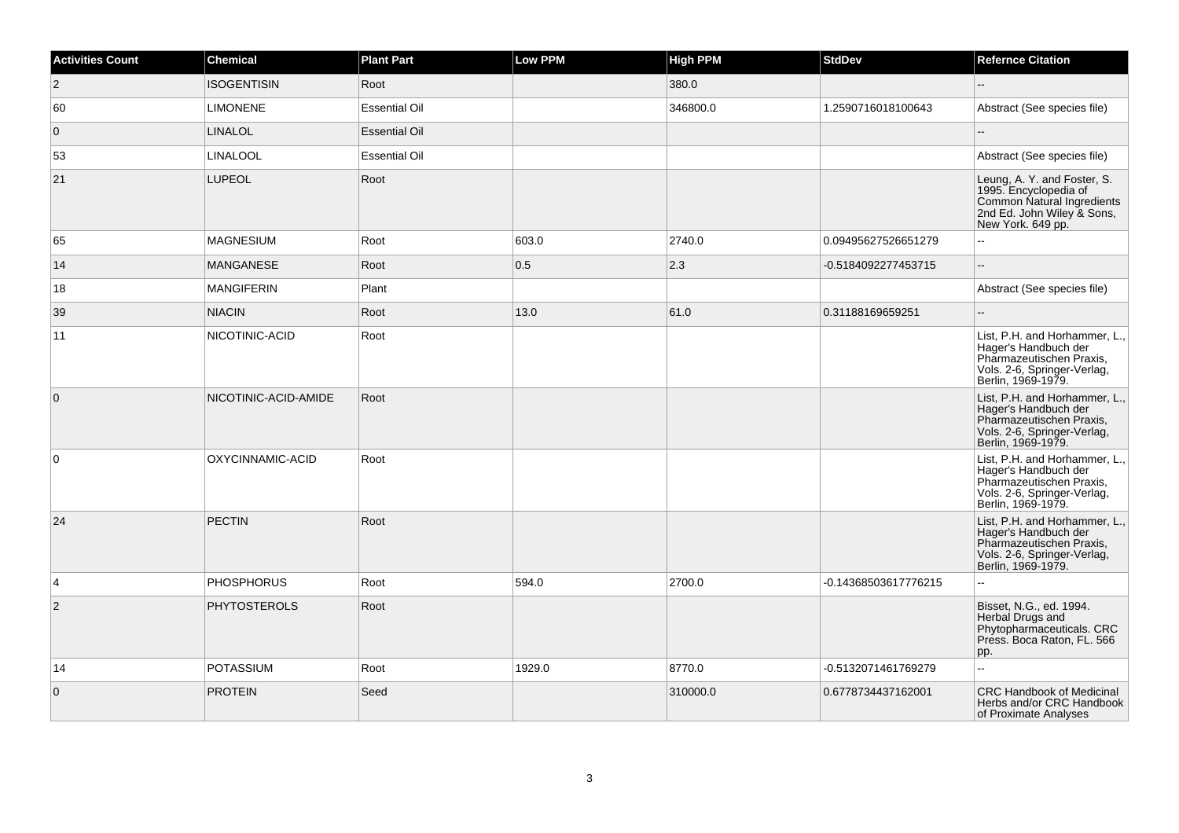| Activities Count | Chemical | Plant Part | Low PPM | High PPM | StdDev | Refernce Citation |
|---|---|---|---|---|---|---|
| 2 | ISOGENTISIN | Root | | 380.0 | | -- |
| 60 | LIMONENE | Essential Oil | | 346800.0 | 1.2590716018100643 | Abstract (See species file) |
| 0 | LINALOL | Essential Oil | | | | -- |
| 53 | LINALOOL | Essential Oil | | | | Abstract (See species file) |
| 21 | LUPEOL | Root | | | | Leung, A. Y. and Foster, S. 1995. Encyclopedia of Common Natural Ingredients 2nd Ed. John Wiley & Sons, New York. 649 pp. |
| 65 | MAGNESIUM | Root | 603.0 | 2740.0 | 0.09495627526651279 | -- |
| 14 | MANGANESE | Root | 0.5 | 2.3 | -0.5184092277453715 | -- |
| 18 | MANGIFERIN | Plant | | | | Abstract (See species file) |
| 39 | NIACIN | Root | 13.0 | 61.0 | 0.31188169659251 | -- |
| 11 | NICOTINIC-ACID | Root | | | | List, P.H. and Horhammer, L., Hager's Handbuch der Pharmazeutischen Praxis, Vols. 2-6, Springer-Verlag, Berlin, 1969-1979. |
| 0 | NICOTINIC-ACID-AMIDE | Root | | | | List, P.H. and Horhammer, L., Hager's Handbuch der Pharmazeutischen Praxis, Vols. 2-6, Springer-Verlag, Berlin, 1969-1979. |
| 0 | OXYCINNAMIC-ACID | Root | | | | List, P.H. and Horhammer, L., Hager's Handbuch der Pharmazeutischen Praxis, Vols. 2-6, Springer-Verlag, Berlin, 1969-1979. |
| 24 | PECTIN | Root | | | | List, P.H. and Horhammer, L., Hager's Handbuch der Pharmazeutischen Praxis, Vols. 2-6, Springer-Verlag, Berlin, 1969-1979. |
| 4 | PHOSPHORUS | Root | 594.0 | 2700.0 | -0.14368503617776215 | -- |
| 2 | PHYTOSTEROLS | Root | | | | Bisset, N.G., ed. 1994. Herbal Drugs and Phytopharmaceuticals. CRC Press. Boca Raton, FL. 566 pp. |
| 14 | POTASSIUM | Root | 1929.0 | 8770.0 | -0.5132071461769279 | -- |
| 0 | PROTEIN | Seed | | 310000.0 | 0.6778734437162001 | CRC Handbook of Medicinal Herbs and/or CRC Handbook of Proximate Analyses |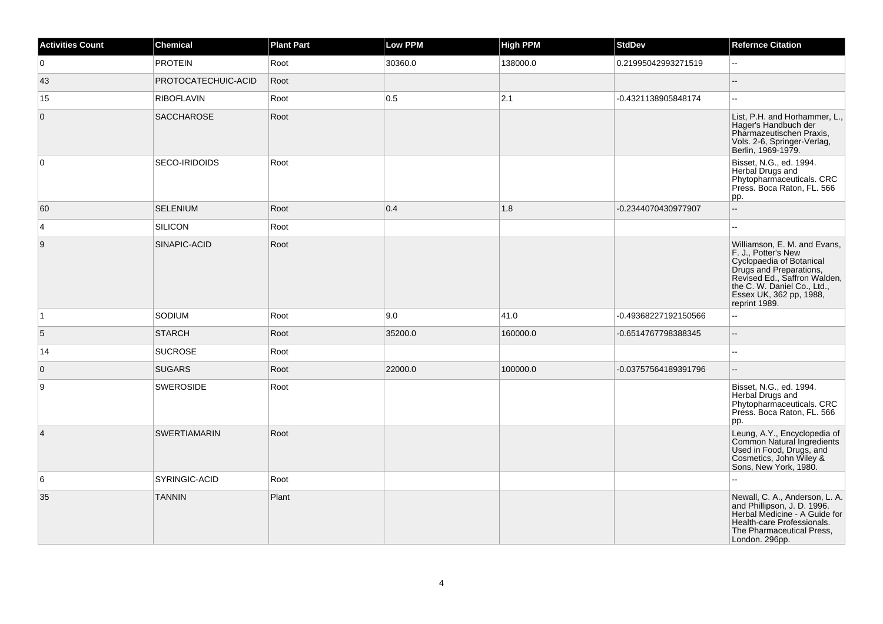| Activities Count | Chemical | Plant Part | Low PPM | High PPM | StdDev | Refernce Citation |
|---|---|---|---|---|---|---|
| 0 | PROTEIN | Root | 30360.0 | 138000.0 | 0.21995042993271519 | -- |
| 43 | PROTOCATECHUIC-ACID | Root | | | | -- |
| 15 | RIBOFLAVIN | Root | 0.5 | 2.1 | -0.4321138905848174 | -- |
| 0 | SACCHAROSE | Root | | | | List, P.H. and Horhammer, L., Hager's Handbuch der Pharmazeutischen Praxis, Vols. 2-6, Springer-Verlag, Berlin, 1969-1979. |
| 0 | SECO-IRIDOIDS | Root | | | | Bisset, N.G., ed. 1994. Herbal Drugs and Phytopharmaceuticals. CRC Press. Boca Raton, FL. 566 pp. |
| 60 | SELENIUM | Root | 0.4 | 1.8 | -0.2344070430977907 | -- |
| 4 | SILICON | Root | | | | -- |
| 9 | SINAPIC-ACID | Root | | | | Williamson, E. M. and Evans, F. J., Potter's New Cyclopaedia of Botanical Drugs and Preparations, Revised Ed., Saffron Walden, the C. W. Daniel Co., Ltd., Essex UK, 362 pp, 1988, reprint 1989. |
| 1 | SODIUM | Root | 9.0 | 41.0 | -0.49368227192150566 | -- |
| 5 | STARCH | Root | 35200.0 | 160000.0 | -0.6514767798388345 | -- |
| 14 | SUCROSE | Root | | | | -- |
| 0 | SUGARS | Root | 22000.0 | 100000.0 | -0.03757564189391796 | -- |
| 9 | SWEROSIDE | Root | | | | Bisset, N.G., ed. 1994. Herbal Drugs and Phytopharmaceuticals. CRC Press. Boca Raton, FL. 566 pp. |
| 4 | SWERTIAMARIN | Root | | | | Leung, A.Y., Encyclopedia of Common Natural Ingredients Used in Food, Drugs, and Cosmetics, John Wiley & Sons, New York, 1980. |
| 6 | SYRINGIC-ACID | Root | | | | -- |
| 35 | TANNIN | Plant | | | | Newall, C. A., Anderson, L. A. and Phillipson, J. D. 1996. Herbal Medicine - A Guide for Health-care Professionals. The Pharmaceutical Press, London. 296pp. |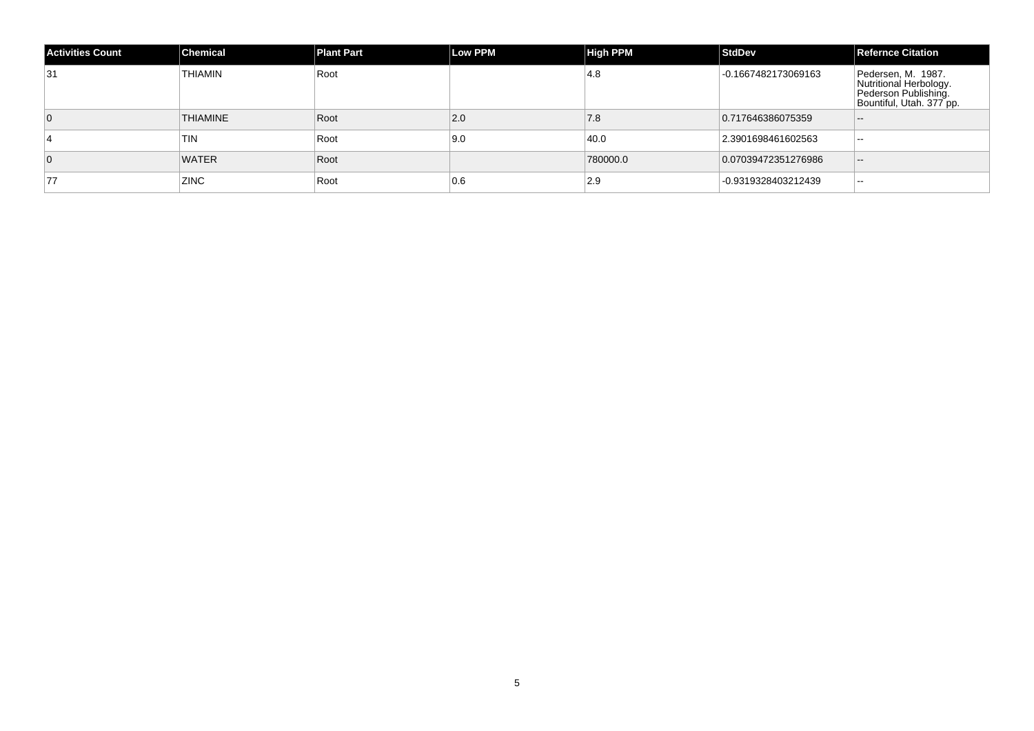| Activities Count | Chemical | Plant Part | Low PPM | High PPM | StdDev | Refernce Citation |
| --- | --- | --- | --- | --- | --- | --- |
| 31 | THIAMIN | Root |  | 4.8 | -0.1667482173069163 | Pedersen, M. 1987. Nutritional Herbology. Pederson Publishing. Bountiful, Utah. 377 pp. |
| 0 | THIAMINE | Root | 2.0 | 7.8 | 0.717646386075359 | -- |
| 4 | TIN | Root | 9.0 | 40.0 | 2.3901698461602563 | -- |
| 0 | WATER | Root |  | 780000.0 | 0.07039472351276986 | -- |
| 77 | ZINC | Root | 0.6 | 2.9 | -0.9319328403212439 | -- |